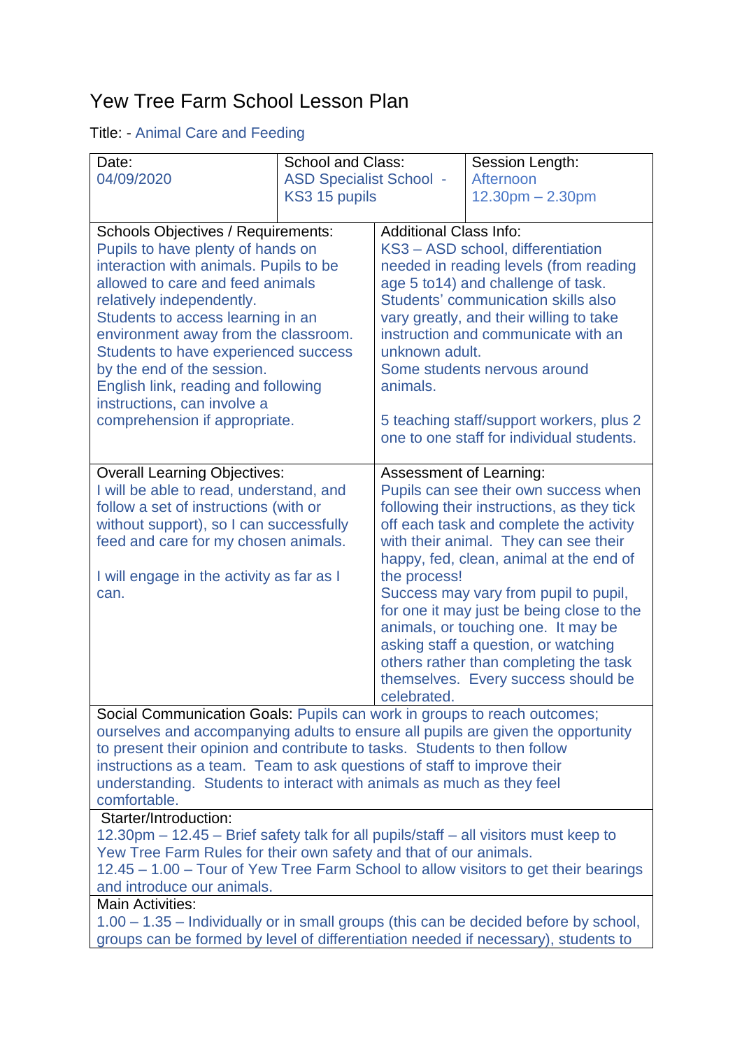# Yew Tree Farm School Lesson Plan

Title: - Animal Care and Feeding

| Date: 04/09/2020 | School and Class: ASD Specialist School - KS3 15 pupils | Session Length: Afternoon 12.30pm – 2.30pm |
|---|---|---|

| Schools Objectives / Requirements: | Additional Class Info: |
|---|---|
| Pupils to have plenty of hands on interaction with animals. Pupils to be allowed to care and feed animals relatively independently. Students to access learning in an environment away from the classroom. Students to have experienced success by the end of the session. English link, reading and following instructions, can involve a comprehension if appropriate. | KS3 – ASD school, differentiation needed in reading levels (from reading age 5 to14) and challenge of task. Students' communication skills also vary greatly, and their willing to take instruction and communicate with an unknown adult. Some students nervous around animals. 5 teaching staff/support workers, plus 2 one to one staff for individual students. |
| **Overall Learning Objectives:** | **Assessment of Learning:** |
| I will be able to read, understand, and follow a set of instructions (with or without support), so I can successfully feed and care for my chosen animals. I will engage in the activity as far as I can. | Pupils can see their own success when following their instructions, as they tick off each task and complete the activity with their animal. They can see their happy, fed, clean, animal at the end of the process! Success may vary from pupil to pupil, for one it may just be being close to the animals, or touching one. It may be asking staff a question, or watching others rather than completing the task themselves. Every success should be celebrated. |

Social Communication Goals: Pupils can work in groups to reach outcomes; ourselves and accompanying adults to ensure all pupils are given the opportunity to present their opinion and contribute to tasks. Students to then follow instructions as a team. Team to ask questions of staff to improve their understanding. Students to interact with animals as much as they feel comfortable.

Starter/Introduction:

12.30pm – 12.45 – Brief safety talk for all pupils/staff – all visitors must keep to Yew Tree Farm Rules for their own safety and that of our animals.

12.45 – 1.00 – Tour of Yew Tree Farm School to allow visitors to get their bearings and introduce our animals.

Main Activities:

1.00 – 1.35 – Individually or in small groups (this can be decided before by school, groups can be formed by level of differentiation needed if necessary), students to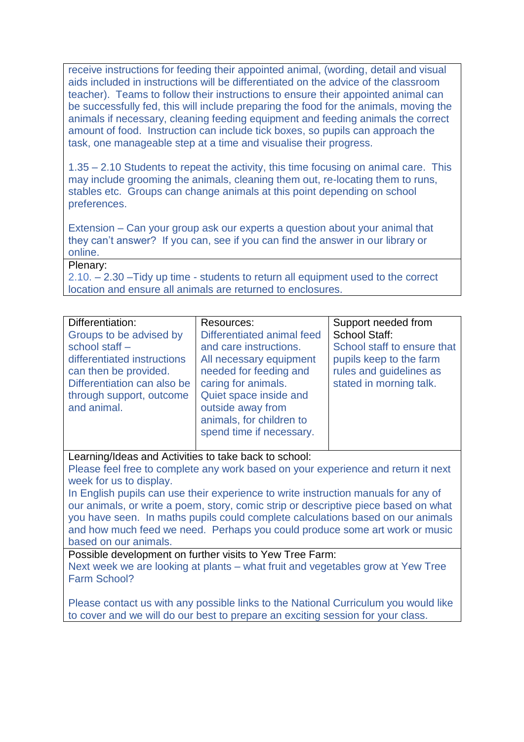receive instructions for feeding their appointed animal, (wording, detail and visual aids included in instructions will be differentiated on the advice of the classroom teacher). Teams to follow their instructions to ensure their appointed animal can be successfully fed, this will include preparing the food for the animals, moving the animals if necessary, cleaning feeding equipment and feeding animals the correct amount of food. Instruction can include tick boxes, so pupils can approach the task, one manageable step at a time and visualise their progress.

1.35 – 2.10 Students to repeat the activity, this time focusing on animal care. This may include grooming the animals, cleaning them out, re-locating them to runs, stables etc. Groups can change animals at this point depending on school preferences.

Extension – Can your group ask our experts a question about your animal that they can't answer? If you can, see if you can find the answer in our library or online.

Plenary:
2.10. – 2.30 –Tidy up time - students to return all equipment used to the correct location and ensure all animals are returned to enclosures.

| Differentiation: | Resources: | Support needed from School Staff: |
|---|---|---|
| Groups to be advised by school staff – differentiated instructions can then be provided. Differentiation can also be through support, outcome and animal. | Differentiated animal feed and care instructions. All necessary equipment needed for feeding and caring for animals. Quiet space inside and outside away from animals, for children to spend time if necessary. | School staff to ensure that pupils keep to the farm rules and guidelines as stated in morning talk. |

Learning/Ideas and Activities to take back to school:
Please feel free to complete any work based on your experience and return it next week for us to display.
In English pupils can use their experience to write instruction manuals for any of our animals, or write a poem, story, comic strip or descriptive piece based on what you have seen. In maths pupils could complete calculations based on our animals and how much feed we need. Perhaps you could produce some art work or music based on our animals.

Possible development on further visits to Yew Tree Farm:
Next week we are looking at plants – what fruit and vegetables grow at Yew Tree Farm School?

Please contact us with any possible links to the National Curriculum you would like to cover and we will do our best to prepare an exciting session for your class.